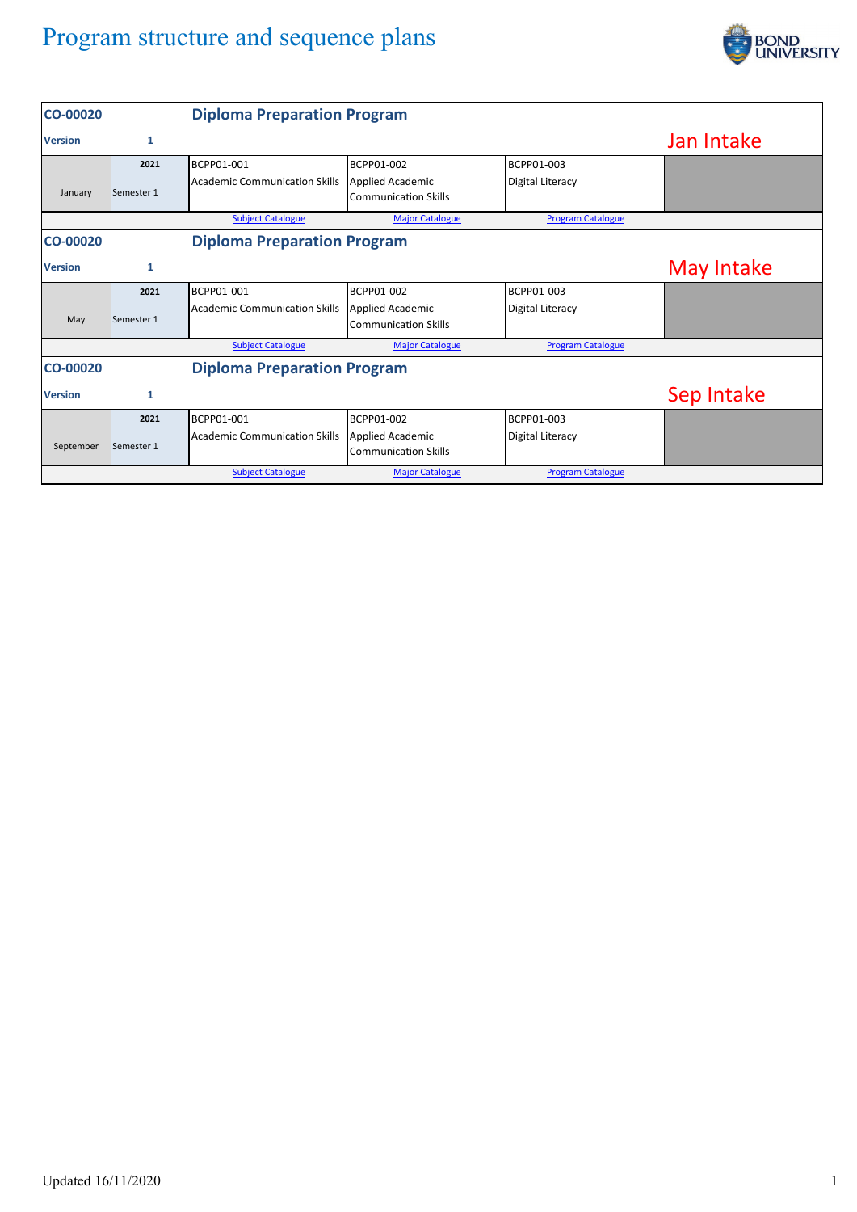# Program structure and sequence plans

| CO-00020 | | Diploma Preparation Program | | | |
|---|---|---|---|---|---|
| Version | 1 | | | | Jan Intake |
| January | 2021<br>Semester 1 | BCPP01-001<br>Academic Communication Skills | BCPP01-002<br>Applied Academic Communication Skills | BCPP01-003<br>Digital Literacy | |
| | | Subject Catalogue | Major Catalogue | Program Catalogue | |

| CO-00020 | | Diploma Preparation Program | | | |
|---|---|---|---|---|---|
| Version | 1 | | | | May Intake |
| May | 2021<br>Semester 1 | BCPP01-001<br>Academic Communication Skills | BCPP01-002<br>Applied Academic Communication Skills | BCPP01-003<br>Digital Literacy | |
| | | Subject Catalogue | Major Catalogue | Program Catalogue | |

| CO-00020 | | Diploma Preparation Program | | | |
|---|---|---|---|---|---|
| Version | 1 | | | | Sep Intake |
| September | 2021<br>Semester 1 | BCPP01-001<br>Academic Communication Skills | BCPP01-002<br>Applied Academic Communication Skills | BCPP01-003<br>Digital Literacy | |
| | | Subject Catalogue | Major Catalogue | Program Catalogue | |

Updated 16/11/2020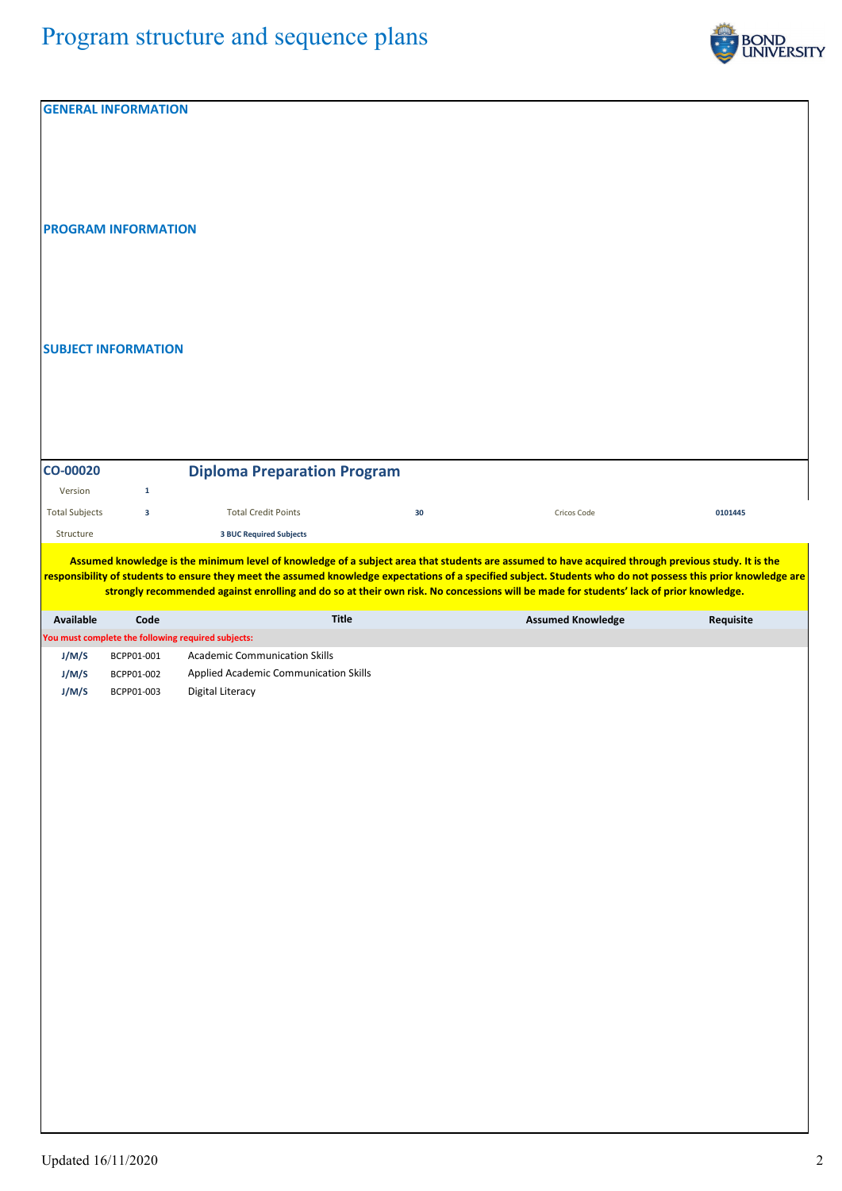# Program structure and sequence plans

**GENERAL INFORMATION**

**PROGRAM INFORMATION**

**SUBJECT INFORMATION**

## CO-00020 Diploma Preparation Program

| | | | | | |
|---|---|---|---|---|---|
| Version | 1 | | | | |
| Total Subjects | 3 | Total Credit Points | 30 | Cricos Code | 0101445 |
| Structure | | 3 BUC Required Subjects | | | |

**Assumed knowledge is the minimum level of knowledge of a subject area that students are assumed to have acquired through previous study. It is the responsibility of students to ensure they meet the assumed knowledge expectations of a specified subject. Students who do not possess this prior knowledge are strongly recommended against enrolling and do so at their own risk. No concessions will be made for students' lack of prior knowledge.**

| Available | Code | Title | Assumed Knowledge | Requisite |
|---|---|---|---|---|
| **You must complete the following required subjects:** | | | | |
| J/M/S | BCPP01-001 | Academic Communication Skills | | |
| J/M/S | BCPP01-002 | Applied Academic Communication Skills | | |
| J/M/S | BCPP01-003 | Digital Literacy | | |

Updated 16/11/2020